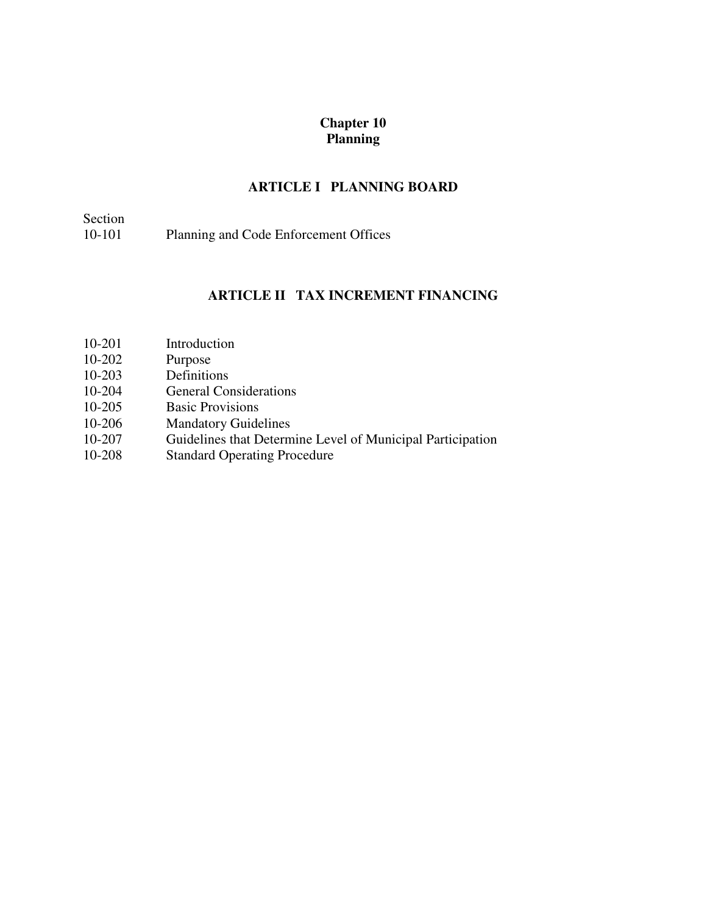# Chapter 10
# Planning

## ARTICLE I PLANNING BOARD

Section
10-101 Planning and Code Enforcement Offices

## ARTICLE II TAX INCREMENT FINANCING

10-201 Introduction
10-202 Purpose
10-203 Definitions
10-204 General Considerations
10-205 Basic Provisions
10-206 Mandatory Guidelines
10-207 Guidelines that Determine Level of Municipal Participation
10-208 Standard Operating Procedure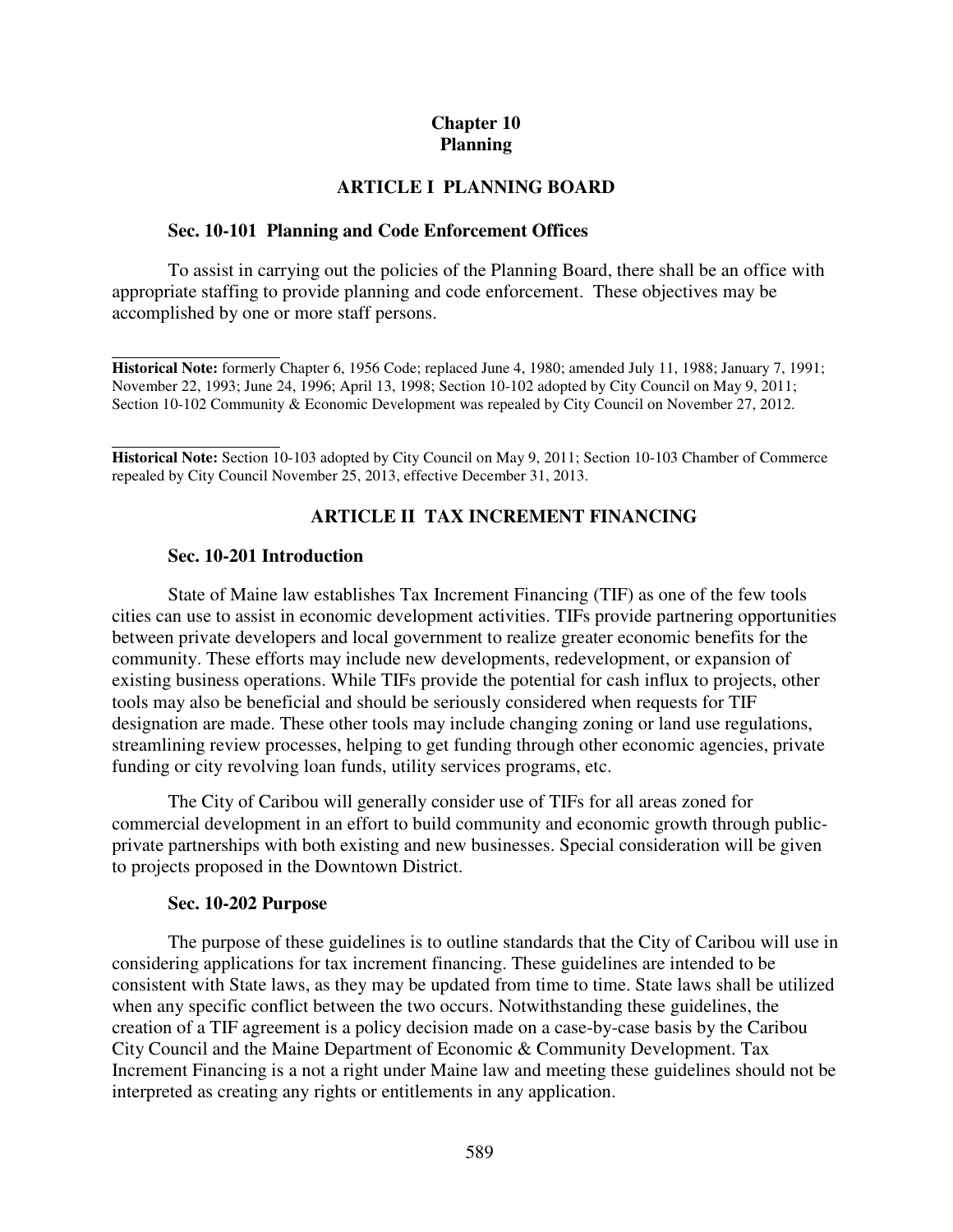# Chapter 10
# Planning

## ARTICLE I PLANNING BOARD

### Sec. 10-101 Planning and Code Enforcement Offices

To assist in carrying out the policies of the Planning Board, there shall be an office with appropriate staffing to provide planning and code enforcement. These objectives may be accomplished by one or more staff persons.

---

**Historical Note:** formerly Chapter 6, 1956 Code; replaced June 4, 1980; amended July 11, 1988; January 7, 1991; November 22, 1993; June 24, 1996; April 13, 1998; Section 10-102 adopted by City Council on May 9, 2011; Section 10-102 Community & Economic Development was repealed by City Council on November 27, 2012.

---

**Historical Note:** Section 10-103 adopted by City Council on May 9, 2011; Section 10-103 Chamber of Commerce repealed by City Council November 25, 2013, effective December 31, 2013.

## ARTICLE II TAX INCREMENT FINANCING

### Sec. 10-201 Introduction

State of Maine law establishes Tax Increment Financing (TIF) as one of the few tools cities can use to assist in economic development activities. TIFs provide partnering opportunities between private developers and local government to realize greater economic benefits for the community. These efforts may include new developments, redevelopment, or expansion of existing business operations. While TIFs provide the potential for cash influx to projects, other tools may also be beneficial and should be seriously considered when requests for TIF designation are made. These other tools may include changing zoning or land use regulations, streamlining review processes, helping to get funding through other economic agencies, private funding or city revolving loan funds, utility services programs, etc.

The City of Caribou will generally consider use of TIFs for all areas zoned for commercial development in an effort to build community and economic growth through public-private partnerships with both existing and new businesses. Special consideration will be given to projects proposed in the Downtown District.

### Sec. 10-202 Purpose

The purpose of these guidelines is to outline standards that the City of Caribou will use in considering applications for tax increment financing. These guidelines are intended to be consistent with State laws, as they may be updated from time to time. State laws shall be utilized when any specific conflict between the two occurs. Notwithstanding these guidelines, the creation of a TIF agreement is a policy decision made on a case-by-case basis by the Caribou City Council and the Maine Department of Economic & Community Development. Tax Increment Financing is a not a right under Maine law and meeting these guidelines should not be interpreted as creating any rights or entitlements in any application.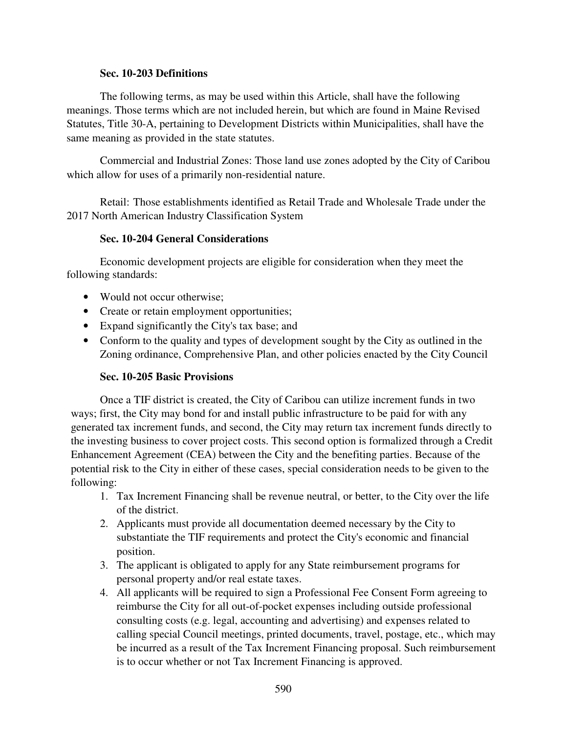### Sec. 10-203 Definitions

The following terms, as may be used within this Article, shall have the following meanings. Those terms which are not included herein, but which are found in Maine Revised Statutes, Title 30-A, pertaining to Development Districts within Municipalities, shall have the same meaning as provided in the state statutes.

Commercial and Industrial Zones: Those land use zones adopted by the City of Caribou which allow for uses of a primarily non-residential nature.

Retail: Those establishments identified as Retail Trade and Wholesale Trade under the 2017 North American Industry Classification System

### Sec. 10-204 General Considerations

Economic development projects are eligible for consideration when they meet the following standards:

- Would not occur otherwise;
- Create or retain employment opportunities;
- Expand significantly the City's tax base; and
- Conform to the quality and types of development sought by the City as outlined in the Zoning ordinance, Comprehensive Plan, and other policies enacted by the City Council

### Sec. 10-205 Basic Provisions

Once a TIF district is created, the City of Caribou can utilize increment funds in two ways; first, the City may bond for and install public infrastructure to be paid for with any generated tax increment funds, and second, the City may return tax increment funds directly to the investing business to cover project costs. This second option is formalized through a Credit Enhancement Agreement (CEA) between the City and the benefiting parties. Because of the potential risk to the City in either of these cases, special consideration needs to be given to the following:

1. Tax Increment Financing shall be revenue neutral, or better, to the City over the life of the district.
2. Applicants must provide all documentation deemed necessary by the City to substantiate the TIF requirements and protect the City's economic and financial position.
3. The applicant is obligated to apply for any State reimbursement programs for personal property and/or real estate taxes.
4. All applicants will be required to sign a Professional Fee Consent Form agreeing to reimburse the City for all out-of-pocket expenses including outside professional consulting costs (e.g. legal, accounting and advertising) and expenses related to calling special Council meetings, printed documents, travel, postage, etc., which may be incurred as a result of the Tax Increment Financing proposal. Such reimbursement is to occur whether or not Tax Increment Financing is approved.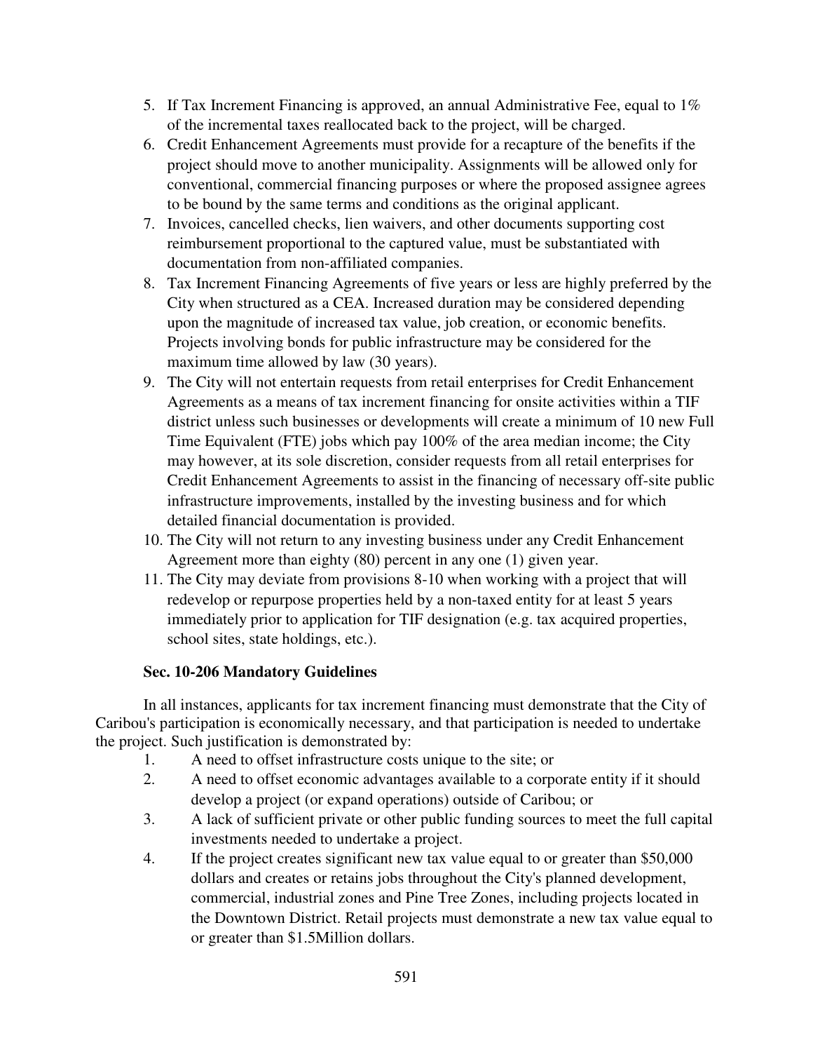5. If Tax Increment Financing is approved, an annual Administrative Fee, equal to 1% of the incremental taxes reallocated back to the project, will be charged.
6. Credit Enhancement Agreements must provide for a recapture of the benefits if the project should move to another municipality. Assignments will be allowed only for conventional, commercial financing purposes or where the proposed assignee agrees to be bound by the same terms and conditions as the original applicant.
7. Invoices, cancelled checks, lien waivers, and other documents supporting cost reimbursement proportional to the captured value, must be substantiated with documentation from non-affiliated companies.
8. Tax Increment Financing Agreements of five years or less are highly preferred by the City when structured as a CEA. Increased duration may be considered depending upon the magnitude of increased tax value, job creation, or economic benefits. Projects involving bonds for public infrastructure may be considered for the maximum time allowed by law (30 years).
9. The City will not entertain requests from retail enterprises for Credit Enhancement Agreements as a means of tax increment financing for onsite activities within a TIF district unless such businesses or developments will create a minimum of 10 new Full Time Equivalent (FTE) jobs which pay 100% of the area median income; the City may however, at its sole discretion, consider requests from all retail enterprises for Credit Enhancement Agreements to assist in the financing of necessary off-site public infrastructure improvements, installed by the investing business and for which detailed financial documentation is provided.
10. The City will not return to any investing business under any Credit Enhancement Agreement more than eighty (80) percent in any one (1) given year.
11. The City may deviate from provisions 8-10 when working with a project that will redevelop or repurpose properties held by a non-taxed entity for at least 5 years immediately prior to application for TIF designation (e.g. tax acquired properties, school sites, state holdings, etc.).

### Sec. 10-206 Mandatory Guidelines

In all instances, applicants for tax increment financing must demonstrate that the City of Caribou's participation is economically necessary, and that participation is needed to undertake the project. Such justification is demonstrated by:

1. A need to offset infrastructure costs unique to the site; or
2. A need to offset economic advantages available to a corporate entity if it should develop a project (or expand operations) outside of Caribou; or
3. A lack of sufficient private or other public funding sources to meet the full capital investments needed to undertake a project.
4. If the project creates significant new tax value equal to or greater than $50,000 dollars and creates or retains jobs throughout the City's planned development, commercial, industrial zones and Pine Tree Zones, including projects located in the Downtown District. Retail projects must demonstrate a new tax value equal to or greater than $1.5Million dollars.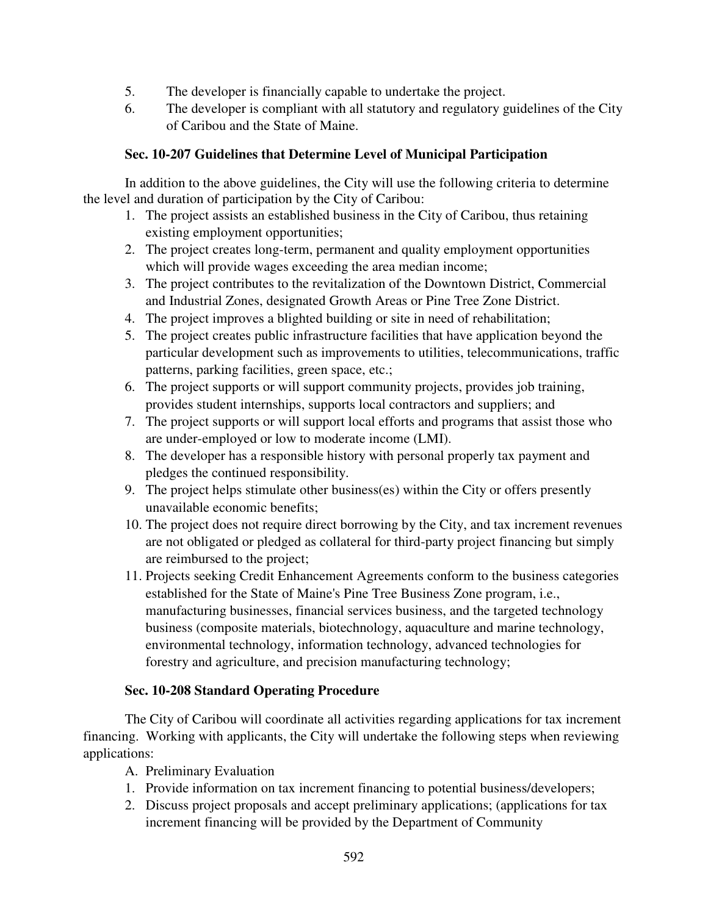5. The developer is financially capable to undertake the project.
6. The developer is compliant with all statutory and regulatory guidelines of the City of Caribou and the State of Maine.

### Sec. 10-207 Guidelines that Determine Level of Municipal Participation

In addition to the above guidelines, the City will use the following criteria to determine the level and duration of participation by the City of Caribou:

1. The project assists an established business in the City of Caribou, thus retaining existing employment opportunities;
2. The project creates long-term, permanent and quality employment opportunities which will provide wages exceeding the area median income;
3. The project contributes to the revitalization of the Downtown District, Commercial and Industrial Zones, designated Growth Areas or Pine Tree Zone District.
4. The project improves a blighted building or site in need of rehabilitation;
5. The project creates public infrastructure facilities that have application beyond the particular development such as improvements to utilities, telecommunications, traffic patterns, parking facilities, green space, etc.;
6. The project supports or will support community projects, provides job training, provides student internships, supports local contractors and suppliers; and
7. The project supports or will support local efforts and programs that assist those who are under-employed or low to moderate income (LMI).
8. The developer has a responsible history with personal properly tax payment and pledges the continued responsibility.
9. The project helps stimulate other business(es) within the City or offers presently unavailable economic benefits;
10. The project does not require direct borrowing by the City, and tax increment revenues are not obligated or pledged as collateral for third-party project financing but simply are reimbursed to the project;
11. Projects seeking Credit Enhancement Agreements conform to the business categories established for the State of Maine's Pine Tree Business Zone program, i.e., manufacturing businesses, financial services business, and the targeted technology business (composite materials, biotechnology, aquaculture and marine technology, environmental technology, information technology, advanced technologies for forestry and agriculture, and precision manufacturing technology;

### Sec. 10-208 Standard Operating Procedure

The City of Caribou will coordinate all activities regarding applications for tax increment financing. Working with applicants, the City will undertake the following steps when reviewing applications:

A. Preliminary Evaluation

1. Provide information on tax increment financing to potential business/developers;
2. Discuss project proposals and accept preliminary applications; (applications for tax increment financing will be provided by the Department of Community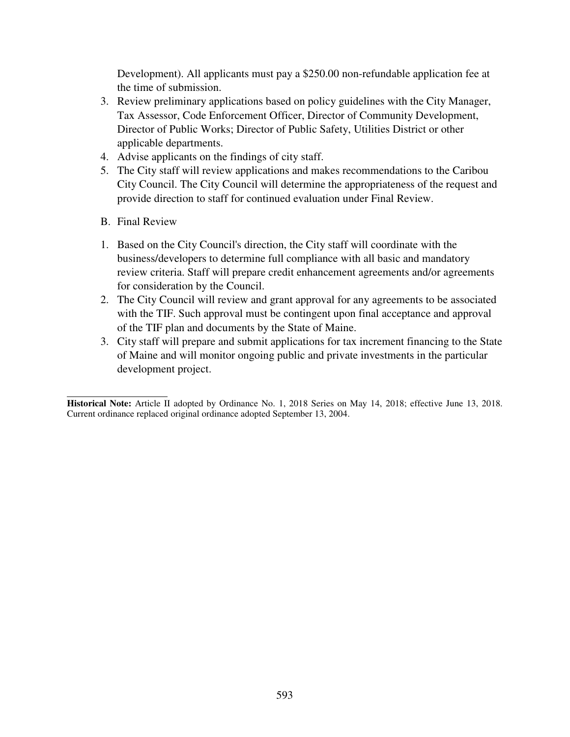Development). All applicants must pay a $250.00 non-refundable application fee at the time of submission.

3. Review preliminary applications based on policy guidelines with the City Manager, Tax Assessor, Code Enforcement Officer, Director of Community Development, Director of Public Works; Director of Public Safety, Utilities District or other applicable departments.
4. Advise applicants on the findings of city staff.
5. The City staff will review applications and makes recommendations to the Caribou City Council. The City Council will determine the appropriateness of the request and provide direction to staff for continued evaluation under Final Review.

B. Final Review

1. Based on the City Council's direction, the City staff will coordinate with the business/developers to determine full compliance with all basic and mandatory review criteria. Staff will prepare credit enhancement agreements and/or agreements for consideration by the Council.
2. The City Council will review and grant approval for any agreements to be associated with the TIF. Such approval must be contingent upon final acceptance and approval of the TIF plan and documents by the State of Maine.
3. City staff will prepare and submit applications for tax increment financing to the State of Maine and will monitor ongoing public and private investments in the particular development project.

---

**Historical Note:** Article II adopted by Ordinance No. 1, 2018 Series on May 14, 2018; effective June 13, 2018. Current ordinance replaced original ordinance adopted September 13, 2004.